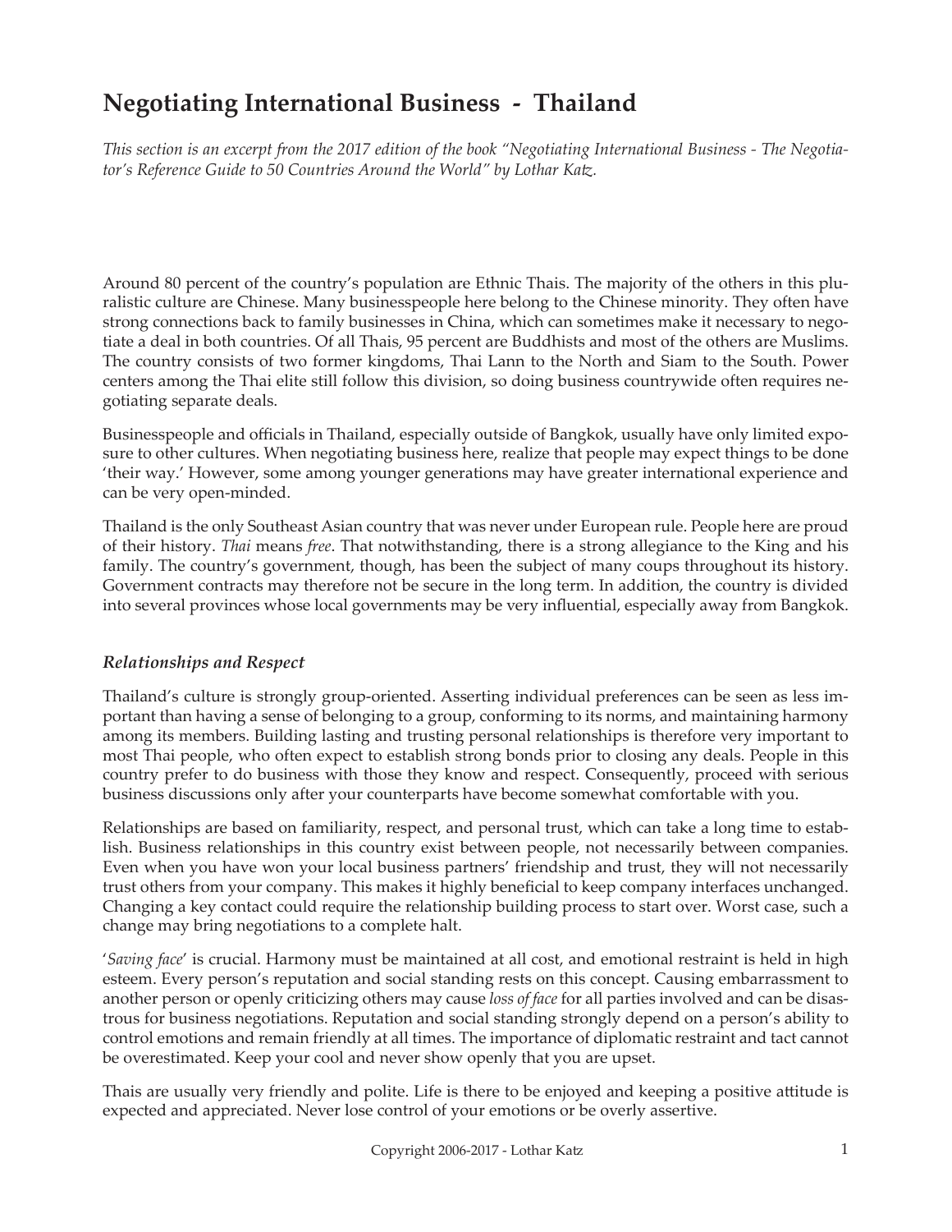# Negotiating International Business - Thailand

*This section is an excerpt from the 2017 edition of the book "Negotiating International Business - The Negotiator's Reference Guide to 50 Countries Around the World" by Lothar Katz.*

Around 80 percent of the country's population are Ethnic Thais. The majority of the others in this pluralistic culture are Chinese. Many businesspeople here belong to the Chinese minority. They often have strong connections back to family businesses in China, which can sometimes make it necessary to negotiate a deal in both countries. Of all Thais, 95 percent are Buddhists and most of the others are Muslims. The country consists of two former kingdoms, Thai Lann to the North and Siam to the South. Power centers among the Thai elite still follow this division, so doing business countrywide often requires negotiating separate deals.

Businesspeople and officials in Thailand, especially outside of Bangkok, usually have only limited exposure to other cultures. When negotiating business here, realize that people may expect things to be done 'their way.' However, some among younger generations may have greater international experience and can be very open-minded.

Thailand is the only Southeast Asian country that was never under European rule. People here are proud of their history. *Thai* means *free*. That notwithstanding, there is a strong allegiance to the King and his family. The country's government, though, has been the subject of many coups throughout its history. Government contracts may therefore not be secure in the long term. In addition, the country is divided into several provinces whose local governments may be very influential, especially away from Bangkok.

### *Relationships and Respect*

Thailand's culture is strongly group-oriented. Asserting individual preferences can be seen as less important than having a sense of belonging to a group, conforming to its norms, and maintaining harmony among its members. Building lasting and trusting personal relationships is therefore very important to most Thai people, who often expect to establish strong bonds prior to closing any deals. People in this country prefer to do business with those they know and respect. Consequently, proceed with serious business discussions only after your counterparts have become somewhat comfortable with you.

Relationships are based on familiarity, respect, and personal trust, which can take a long time to establish. Business relationships in this country exist between people, not necessarily between companies. Even when you have won your local business partners' friendship and trust, they will not necessarily trust others from your company. This makes it highly beneficial to keep company interfaces unchanged. Changing a key contact could require the relationship building process to start over. Worst case, such a change may bring negotiations to a complete halt.

'*Saving face*' is crucial. Harmony must be maintained at all cost, and emotional restraint is held in high esteem. Every person's reputation and social standing rests on this concept. Causing embarrassment to another person or openly criticizing others may cause *loss of face* for all parties involved and can be disastrous for business negotiations. Reputation and social standing strongly depend on a person's ability to control emotions and remain friendly at all times. The importance of diplomatic restraint and tact cannot be overestimated. Keep your cool and never show openly that you are upset.

Thais are usually very friendly and polite. Life is there to be enjoyed and keeping a positive attitude is expected and appreciated. Never lose control of your emotions or be overly assertive.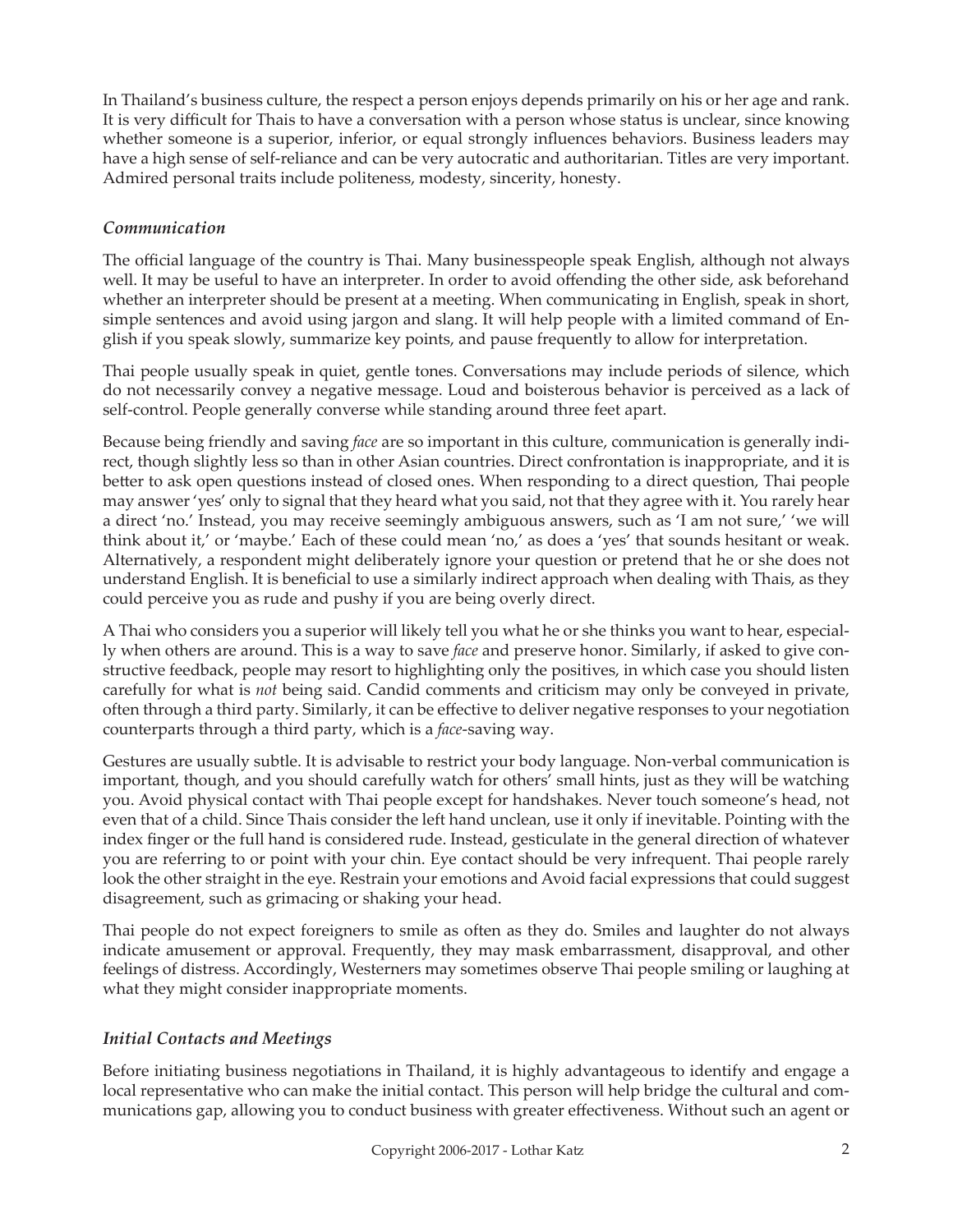In Thailand's business culture, the respect a person enjoys depends primarily on his or her age and rank. It is very difficult for Thais to have a conversation with a person whose status is unclear, since knowing whether someone is a superior, inferior, or equal strongly influences behaviors. Business leaders may have a high sense of self-reliance and can be very autocratic and authoritarian. Titles are very important. Admired personal traits include politeness, modesty, sincerity, honesty.

### *Communication*

The official language of the country is Thai. Many businesspeople speak English, although not always well. It may be useful to have an interpreter. In order to avoid offending the other side, ask beforehand whether an interpreter should be present at a meeting. When communicating in English, speak in short, simple sentences and avoid using jargon and slang. It will help people with a limited command of English if you speak slowly, summarize key points, and pause frequently to allow for interpretation.

Thai people usually speak in quiet, gentle tones. Conversations may include periods of silence, which do not necessarily convey a negative message. Loud and boisterous behavior is perceived as a lack of self-control. People generally converse while standing around three feet apart.

Because being friendly and saving *face* are so important in this culture, communication is generally indirect, though slightly less so than in other Asian countries. Direct confrontation is inappropriate, and it is better to ask open questions instead of closed ones. When responding to a direct question, Thai people may answer 'yes' only to signal that they heard what you said, not that they agree with it. You rarely hear a direct 'no.' Instead, you may receive seemingly ambiguous answers, such as 'I am not sure,' 'we will think about it,' or 'maybe.' Each of these could mean 'no,' as does a 'yes' that sounds hesitant or weak. Alternatively, a respondent might deliberately ignore your question or pretend that he or she does not understand English. It is beneficial to use a similarly indirect approach when dealing with Thais, as they could perceive you as rude and pushy if you are being overly direct.

A Thai who considers you a superior will likely tell you what he or she thinks you want to hear, especially when others are around. This is a way to save *face* and preserve honor. Similarly, if asked to give constructive feedback, people may resort to highlighting only the positives, in which case you should listen carefully for what is *not* being said. Candid comments and criticism may only be conveyed in private, often through a third party. Similarly, it can be effective to deliver negative responses to your negotiation counterparts through a third party, which is a *face*-saving way.

Gestures are usually subtle. It is advisable to restrict your body language. Non-verbal communication is important, though, and you should carefully watch for others' small hints, just as they will be watching you. Avoid physical contact with Thai people except for handshakes. Never touch someone's head, not even that of a child. Since Thais consider the left hand unclean, use it only if inevitable. Pointing with the index finger or the full hand is considered rude. Instead, gesticulate in the general direction of whatever you are referring to or point with your chin. Eye contact should be very infrequent. Thai people rarely look the other straight in the eye. Restrain your emotions and Avoid facial expressions that could suggest disagreement, such as grimacing or shaking your head.

Thai people do not expect foreigners to smile as often as they do. Smiles and laughter do not always indicate amusement or approval. Frequently, they may mask embarrassment, disapproval, and other feelings of distress. Accordingly, Westerners may sometimes observe Thai people smiling or laughing at what they might consider inappropriate moments.

### *Initial Contacts and Meetings*

Before initiating business negotiations in Thailand, it is highly advantageous to identify and engage a local representative who can make the initial contact. This person will help bridge the cultural and communications gap, allowing you to conduct business with greater effectiveness. Without such an agent or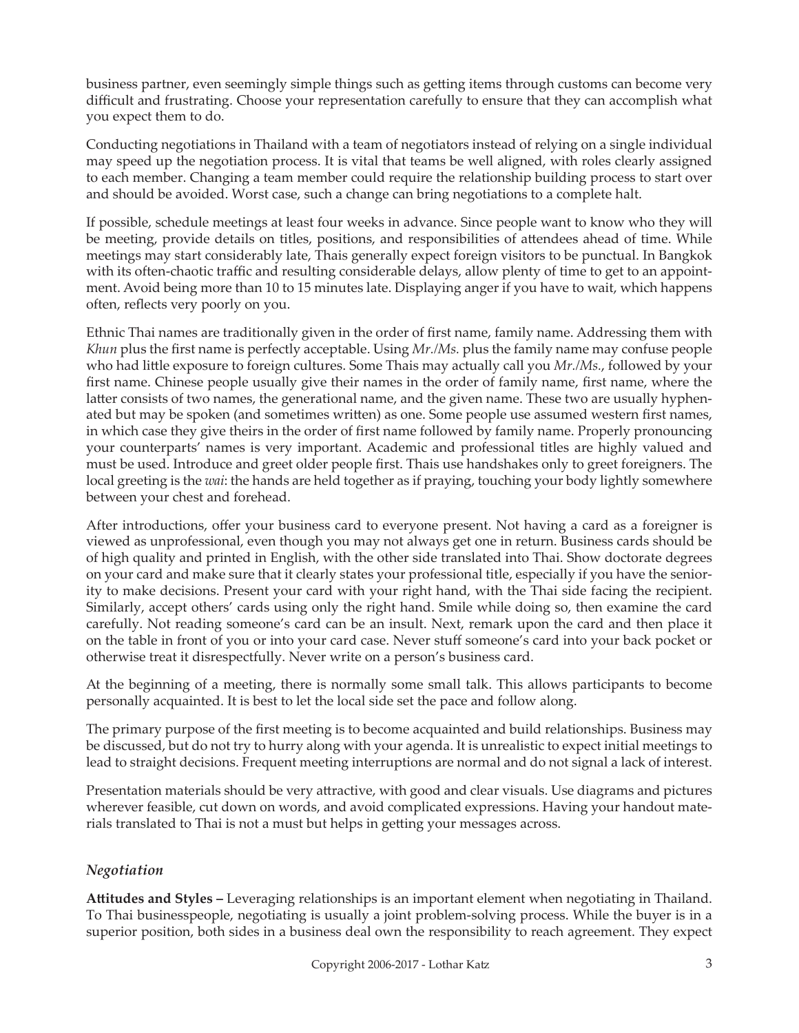business partner, even seemingly simple things such as getting items through customs can become very difficult and frustrating. Choose your representation carefully to ensure that they can accomplish what you expect them to do.

Conducting negotiations in Thailand with a team of negotiators instead of relying on a single individual may speed up the negotiation process. It is vital that teams be well aligned, with roles clearly assigned to each member. Changing a team member could require the relationship building process to start over and should be avoided. Worst case, such a change can bring negotiations to a complete halt.

If possible, schedule meetings at least four weeks in advance. Since people want to know who they will be meeting, provide details on titles, positions, and responsibilities of attendees ahead of time. While meetings may start considerably late, Thais generally expect foreign visitors to be punctual. In Bangkok with its often-chaotic traffic and resulting considerable delays, allow plenty of time to get to an appointment. Avoid being more than 10 to 15 minutes late. Displaying anger if you have to wait, which happens often, reflects very poorly on you.

Ethnic Thai names are traditionally given in the order of first name, family name. Addressing them with *Khun* plus the first name is perfectly acceptable. Using *Mr./Ms.* plus the family name may confuse people who had little exposure to foreign cultures. Some Thais may actually call you *Mr./Ms.*, followed by your first name. Chinese people usually give their names in the order of family name, first name, where the latter consists of two names, the generational name, and the given name. These two are usually hyphenated but may be spoken (and sometimes written) as one. Some people use assumed western first names, in which case they give theirs in the order of first name followed by family name. Properly pronouncing your counterparts' names is very important. Academic and professional titles are highly valued and must be used. Introduce and greet older people first. Thais use handshakes only to greet foreigners. The local greeting is the *wai*: the hands are held together as if praying, touching your body lightly somewhere between your chest and forehead.

After introductions, offer your business card to everyone present. Not having a card as a foreigner is viewed as unprofessional, even though you may not always get one in return. Business cards should be of high quality and printed in English, with the other side translated into Thai. Show doctorate degrees on your card and make sure that it clearly states your professional title, especially if you have the seniority to make decisions. Present your card with your right hand, with the Thai side facing the recipient. Similarly, accept others' cards using only the right hand. Smile while doing so, then examine the card carefully. Not reading someone's card can be an insult. Next, remark upon the card and then place it on the table in front of you or into your card case. Never stuff someone's card into your back pocket or otherwise treat it disrespectfully. Never write on a person's business card.

At the beginning of a meeting, there is normally some small talk. This allows participants to become personally acquainted. It is best to let the local side set the pace and follow along.

The primary purpose of the first meeting is to become acquainted and build relationships. Business may be discussed, but do not try to hurry along with your agenda. It is unrealistic to expect initial meetings to lead to straight decisions. Frequent meeting interruptions are normal and do not signal a lack of interest.

Presentation materials should be very attractive, with good and clear visuals. Use diagrams and pictures wherever feasible, cut down on words, and avoid complicated expressions. Having your handout materials translated to Thai is not a must but helps in getting your messages across.

### *Negotiation*

**Attitudes and Styles –** Leveraging relationships is an important element when negotiating in Thailand. To Thai businesspeople, negotiating is usually a joint problem-solving process. While the buyer is in a superior position, both sides in a business deal own the responsibility to reach agreement. They expect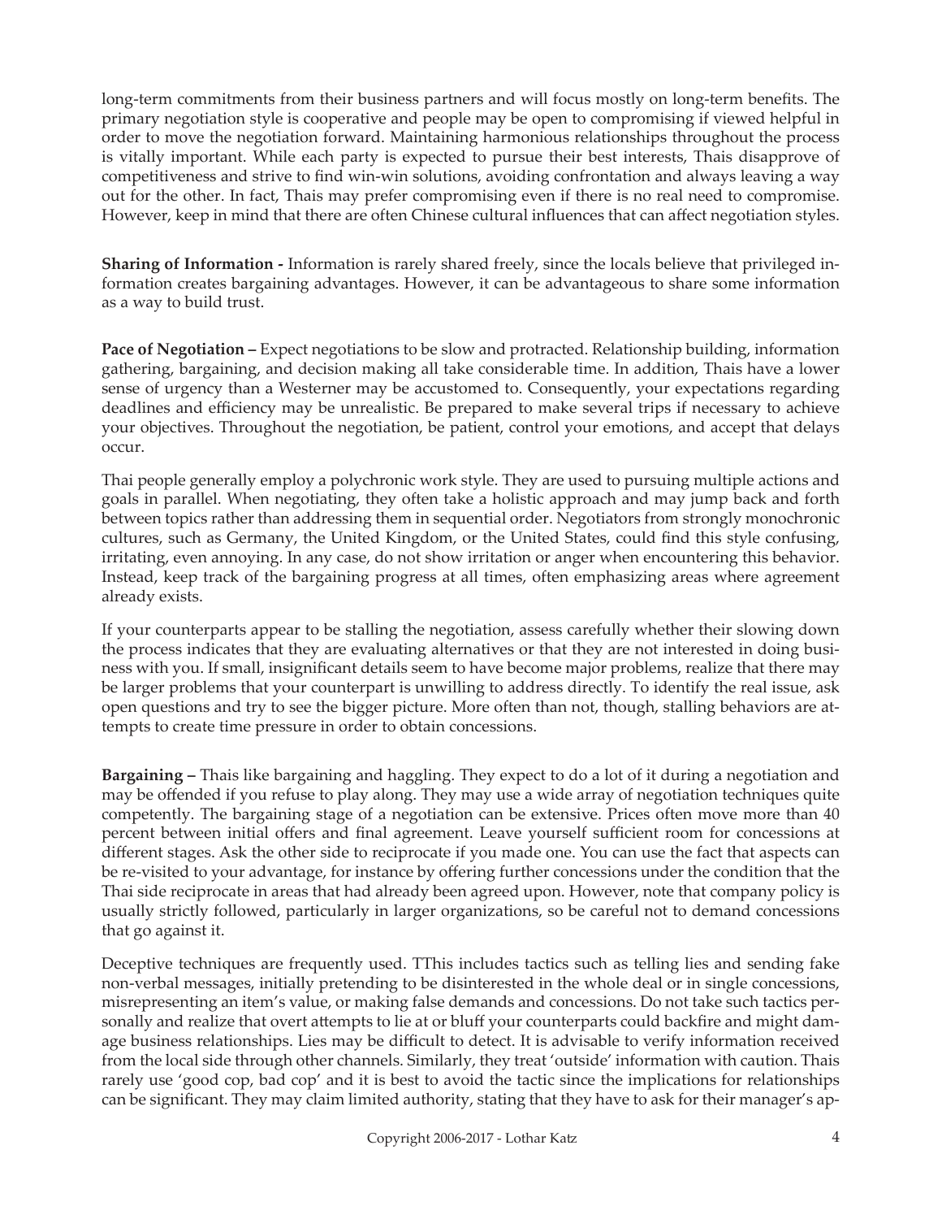long-term commitments from their business partners and will focus mostly on long-term benefits. The primary negotiation style is cooperative and people may be open to compromising if viewed helpful in order to move the negotiation forward. Maintaining harmonious relationships throughout the process is vitally important. While each party is expected to pursue their best interests, Thais disapprove of competitiveness and strive to find win-win solutions, avoiding confrontation and always leaving a way out for the other. In fact, Thais may prefer compromising even if there is no real need to compromise. However, keep in mind that there are often Chinese cultural influences that can affect negotiation styles.

**Sharing of Information -** Information is rarely shared freely, since the locals believe that privileged information creates bargaining advantages. However, it can be advantageous to share some information as a way to build trust.

**Pace of Negotiation –** Expect negotiations to be slow and protracted. Relationship building, information gathering, bargaining, and decision making all take considerable time. In addition, Thais have a lower sense of urgency than a Westerner may be accustomed to. Consequently, your expectations regarding deadlines and efficiency may be unrealistic. Be prepared to make several trips if necessary to achieve your objectives. Throughout the negotiation, be patient, control your emotions, and accept that delays occur.

Thai people generally employ a polychronic work style. They are used to pursuing multiple actions and goals in parallel. When negotiating, they often take a holistic approach and may jump back and forth between topics rather than addressing them in sequential order. Negotiators from strongly monochronic cultures, such as Germany, the United Kingdom, or the United States, could find this style confusing, irritating, even annoying. In any case, do not show irritation or anger when encountering this behavior. Instead, keep track of the bargaining progress at all times, often emphasizing areas where agreement already exists.

If your counterparts appear to be stalling the negotiation, assess carefully whether their slowing down the process indicates that they are evaluating alternatives or that they are not interested in doing business with you. If small, insignificant details seem to have become major problems, realize that there may be larger problems that your counterpart is unwilling to address directly. To identify the real issue, ask open questions and try to see the bigger picture. More often than not, though, stalling behaviors are attempts to create time pressure in order to obtain concessions.

**Bargaining –** Thais like bargaining and haggling. They expect to do a lot of it during a negotiation and may be offended if you refuse to play along. They may use a wide array of negotiation techniques quite competently. The bargaining stage of a negotiation can be extensive. Prices often move more than 40 percent between initial offers and final agreement. Leave yourself sufficient room for concessions at different stages. Ask the other side to reciprocate if you made one. You can use the fact that aspects can be re-visited to your advantage, for instance by offering further concessions under the condition that the Thai side reciprocate in areas that had already been agreed upon. However, note that company policy is usually strictly followed, particularly in larger organizations, so be careful not to demand concessions that go against it.

Deceptive techniques are frequently used. TThis includes tactics such as telling lies and sending fake non-verbal messages, initially pretending to be disinterested in the whole deal or in single concessions, misrepresenting an item's value, or making false demands and concessions. Do not take such tactics personally and realize that overt attempts to lie at or bluff your counterparts could backfire and might damage business relationships. Lies may be difficult to detect. It is advisable to verify information received from the local side through other channels. Similarly, they treat 'outside' information with caution. Thais rarely use 'good cop, bad cop' and it is best to avoid the tactic since the implications for relationships can be significant. They may claim limited authority, stating that they have to ask for their manager's ap-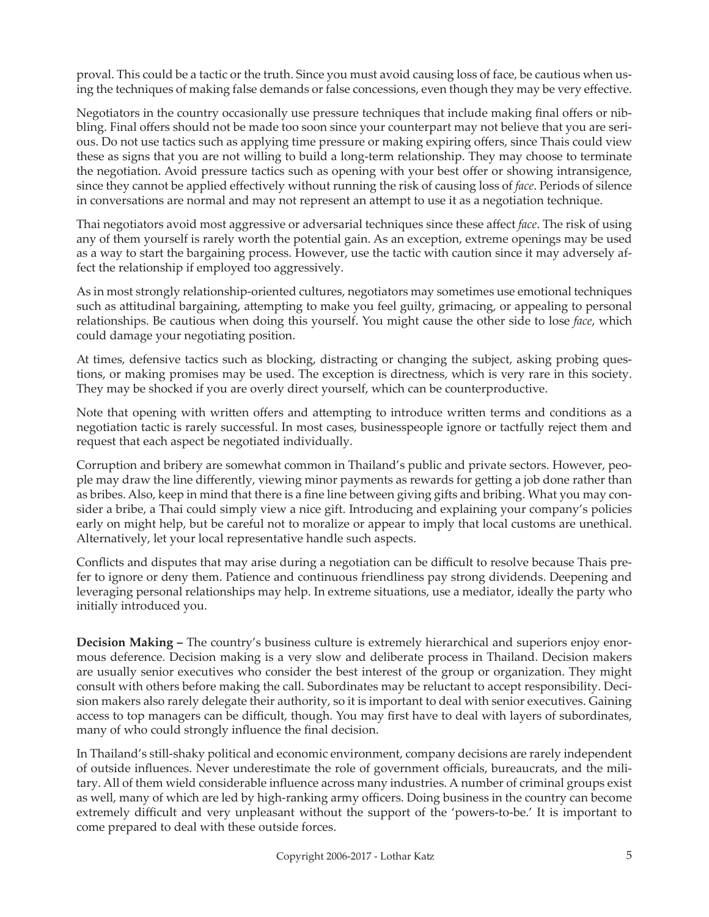proval. This could be a tactic or the truth. Since you must avoid causing loss of face, be cautious when using the techniques of making false demands or false concessions, even though they may be very effective.

Negotiators in the country occasionally use pressure techniques that include making final offers or nibbling. Final offers should not be made too soon since your counterpart may not believe that you are serious. Do not use tactics such as applying time pressure or making expiring offers, since Thais could view these as signs that you are not willing to build a long-term relationship. They may choose to terminate the negotiation. Avoid pressure tactics such as opening with your best offer or showing intransigence, since they cannot be applied effectively without running the risk of causing loss of *face*. Periods of silence in conversations are normal and may not represent an attempt to use it as a negotiation technique.

Thai negotiators avoid most aggressive or adversarial techniques since these affect *face*. The risk of using any of them yourself is rarely worth the potential gain. As an exception, extreme openings may be used as a way to start the bargaining process. However, use the tactic with caution since it may adversely affect the relationship if employed too aggressively.

As in most strongly relationship-oriented cultures, negotiators may sometimes use emotional techniques such as attitudinal bargaining, attempting to make you feel guilty, grimacing, or appealing to personal relationships. Be cautious when doing this yourself. You might cause the other side to lose *face*, which could damage your negotiating position.

At times, defensive tactics such as blocking, distracting or changing the subject, asking probing questions, or making promises may be used. The exception is directness, which is very rare in this society. They may be shocked if you are overly direct yourself, which can be counterproductive.

Note that opening with written offers and attempting to introduce written terms and conditions as a negotiation tactic is rarely successful. In most cases, businesspeople ignore or tactfully reject them and request that each aspect be negotiated individually.

Corruption and bribery are somewhat common in Thailand's public and private sectors. However, people may draw the line differently, viewing minor payments as rewards for getting a job done rather than as bribes. Also, keep in mind that there is a fine line between giving gifts and bribing. What you may consider a bribe, a Thai could simply view a nice gift. Introducing and explaining your company's policies early on might help, but be careful not to moralize or appear to imply that local customs are unethical. Alternatively, let your local representative handle such aspects.

Conflicts and disputes that may arise during a negotiation can be difficult to resolve because Thais prefer to ignore or deny them. Patience and continuous friendliness pay strong dividends. Deepening and leveraging personal relationships may help. In extreme situations, use a mediator, ideally the party who initially introduced you.

**Decision Making –** The country's business culture is extremely hierarchical and superiors enjoy enormous deference. Decision making is a very slow and deliberate process in Thailand. Decision makers are usually senior executives who consider the best interest of the group or organization. They might consult with others before making the call. Subordinates may be reluctant to accept responsibility. Decision makers also rarely delegate their authority, so it is important to deal with senior executives. Gaining access to top managers can be difficult, though. You may first have to deal with layers of subordinates, many of who could strongly influence the final decision.

In Thailand's still-shaky political and economic environment, company decisions are rarely independent of outside influences. Never underestimate the role of government officials, bureaucrats, and the military. All of them wield considerable influence across many industries. A number of criminal groups exist as well, many of which are led by high-ranking army officers. Doing business in the country can become extremely difficult and very unpleasant without the support of the 'powers-to-be.' It is important to come prepared to deal with these outside forces.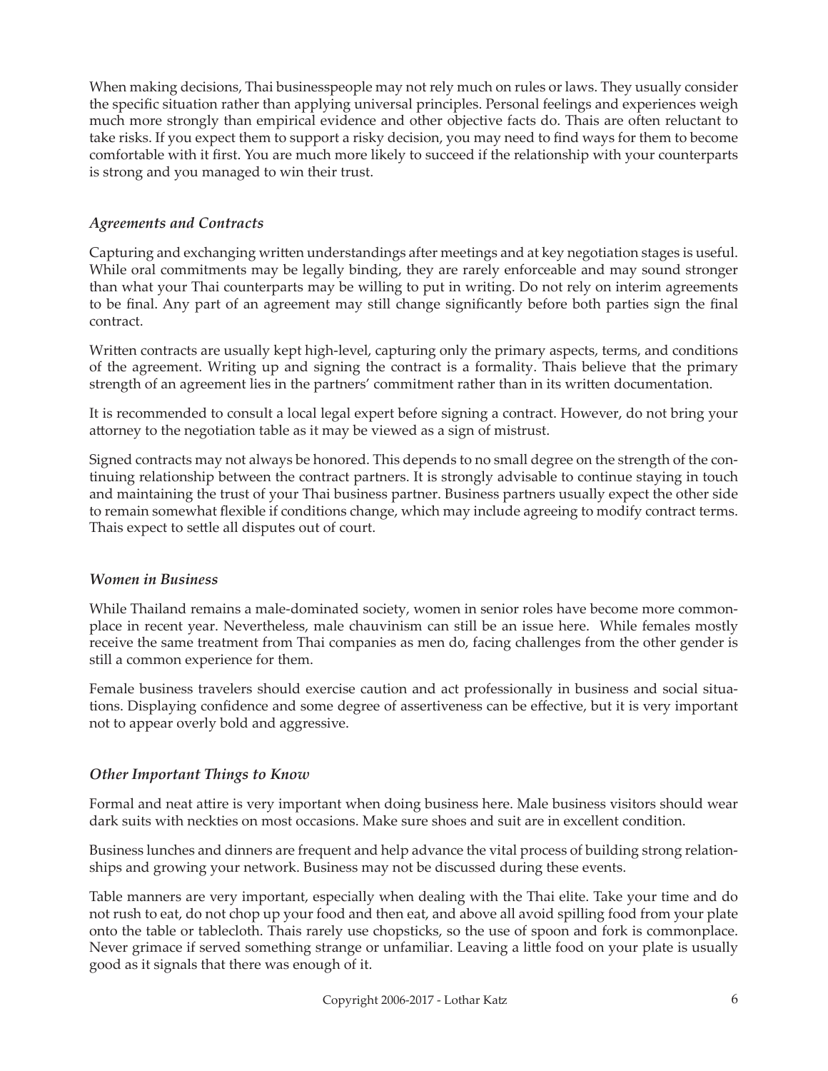When making decisions, Thai businesspeople may not rely much on rules or laws. They usually consider the specific situation rather than applying universal principles. Personal feelings and experiences weigh much more strongly than empirical evidence and other objective facts do. Thais are often reluctant to take risks. If you expect them to support a risky decision, you may need to find ways for them to become comfortable with it first. You are much more likely to succeed if the relationship with your counterparts is strong and you managed to win their trust.

### *Agreements and Contracts*

Capturing and exchanging written understandings after meetings and at key negotiation stages is useful. While oral commitments may be legally binding, they are rarely enforceable and may sound stronger than what your Thai counterparts may be willing to put in writing. Do not rely on interim agreements to be final. Any part of an agreement may still change significantly before both parties sign the final contract.

Written contracts are usually kept high-level, capturing only the primary aspects, terms, and conditions of the agreement. Writing up and signing the contract is a formality. Thais believe that the primary strength of an agreement lies in the partners' commitment rather than in its written documentation.

It is recommended to consult a local legal expert before signing a contract. However, do not bring your attorney to the negotiation table as it may be viewed as a sign of mistrust.

Signed contracts may not always be honored. This depends to no small degree on the strength of the continuing relationship between the contract partners. It is strongly advisable to continue staying in touch and maintaining the trust of your Thai business partner. Business partners usually expect the other side to remain somewhat flexible if conditions change, which may include agreeing to modify contract terms. Thais expect to settle all disputes out of court.

### *Women in Business*

While Thailand remains a male-dominated society, women in senior roles have become more commonplace in recent year. Nevertheless, male chauvinism can still be an issue here. While females mostly receive the same treatment from Thai companies as men do, facing challenges from the other gender is still a common experience for them.

Female business travelers should exercise caution and act professionally in business and social situations. Displaying confidence and some degree of assertiveness can be effective, but it is very important not to appear overly bold and aggressive.

### *Other Important Things to Know*

Formal and neat attire is very important when doing business here. Male business visitors should wear dark suits with neckties on most occasions. Make sure shoes and suit are in excellent condition.

Business lunches and dinners are frequent and help advance the vital process of building strong relationships and growing your network. Business may not be discussed during these events.

Table manners are very important, especially when dealing with the Thai elite. Take your time and do not rush to eat, do not chop up your food and then eat, and above all avoid spilling food from your plate onto the table or tablecloth. Thais rarely use chopsticks, so the use of spoon and fork is commonplace. Never grimace if served something strange or unfamiliar. Leaving a little food on your plate is usually good as it signals that there was enough of it.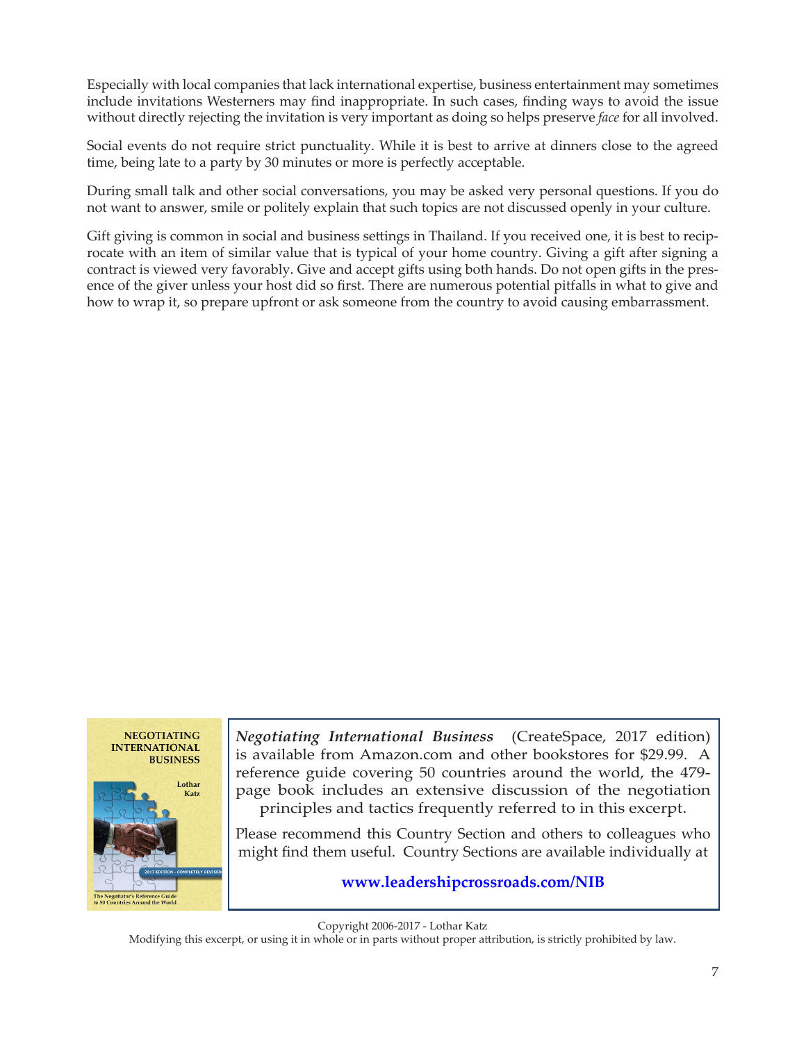Especially with local companies that lack international expertise, business entertainment may sometimes include invitations Westerners may find inappropriate. In such cases, finding ways to avoid the issue without directly rejecting the invitation is very important as doing so helps preserve *face* for all involved.

Social events do not require strict punctuality. While it is best to arrive at dinners close to the agreed time, being late to a party by 30 minutes or more is perfectly acceptable.

During small talk and other social conversations, you may be asked very personal questions. If you do not want to answer, smile or politely explain that such topics are not discussed openly in your culture.

Gift giving is common in social and business settings in Thailand. If you received one, it is best to reciprocate with an item of similar value that is typical of your home country. Giving a gift after signing a contract is viewed very favorably. Give and accept gifts using both hands. Do not open gifts in the presence of the giver unless your host did so first. There are numerous potential pitfalls in what to give and how to wrap it, so prepare upfront or ask someone from the country to avoid causing embarrassment.

NEGOTIATING INTERNATIONAL BUSINESS

Lothar Katz

2017 EDITION - COMPLETELY REVISED

The Negotiator's Reference Guide to 50 Countries Around the World

*Negotiating International Business* (CreateSpace, 2017 edition) is available from Amazon.com and other bookstores for $29.99. A reference guide covering 50 countries around the world, the 479-page book includes an extensive discussion of the negotiation principles and tactics frequently referred to in this excerpt.

Please recommend this Country Section and others to colleagues who might find them useful. Country Sections are available individually at

**www.leadershipcrossroads.com/NIB**

Copyright 2006-2017 - Lothar Katz

Modifying this excerpt, or using it in whole or in parts without proper attribution, is strictly prohibited by law.